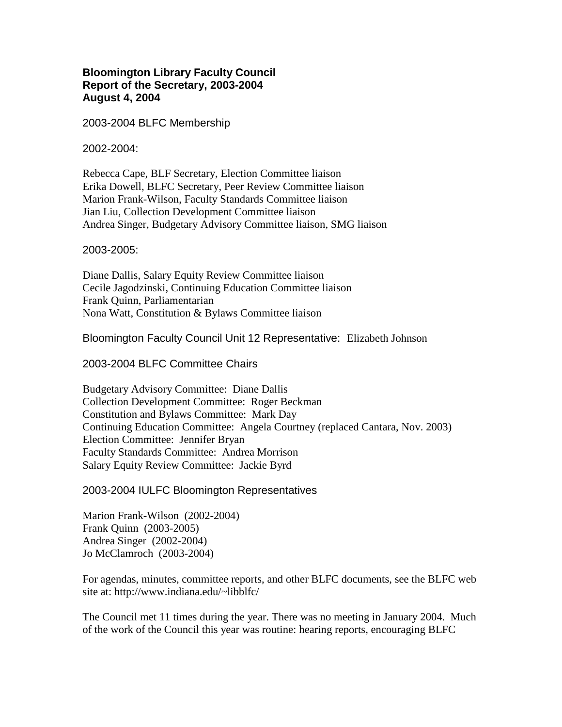**Bloomington Library Faculty Council**
**Report of the Secretary, 2003-2004**
**August 4, 2004**

2003-2004 BLFC Membership

2002-2004:

Rebecca Cape, BLF Secretary, Election Committee liaison
Erika Dowell, BLFC Secretary, Peer Review Committee liaison
Marion Frank-Wilson, Faculty Standards Committee liaison
Jian Liu, Collection Development Committee liaison
Andrea Singer, Budgetary Advisory Committee liaison, SMG liaison

2003-2005:

Diane Dallis, Salary Equity Review Committee liaison
Cecile Jagodzinski, Continuing Education Committee liaison
Frank Quinn, Parliamentarian
Nona Watt, Constitution & Bylaws Committee liaison

Bloomington Faculty Council Unit 12 Representative: Elizabeth Johnson

2003-2004 BLFC Committee Chairs

Budgetary Advisory Committee: Diane Dallis
Collection Development Committee: Roger Beckman
Constitution and Bylaws Committee: Mark Day
Continuing Education Committee: Angela Courtney (replaced Cantara, Nov. 2003)
Election Committee: Jennifer Bryan
Faculty Standards Committee: Andrea Morrison
Salary Equity Review Committee: Jackie Byrd

2003-2004 IULFC Bloomington Representatives

Marion Frank-Wilson (2002-2004)
Frank Quinn (2003-2005)
Andrea Singer (2002-2004)
Jo McClamroch (2003-2004)

For agendas, minutes, committee reports, and other BLFC documents, see the BLFC web site at: http://www.indiana.edu/~libblfc/

The Council met 11 times during the year. There was no meeting in January 2004. Much of the work of the Council this year was routine: hearing reports, encouraging BLFC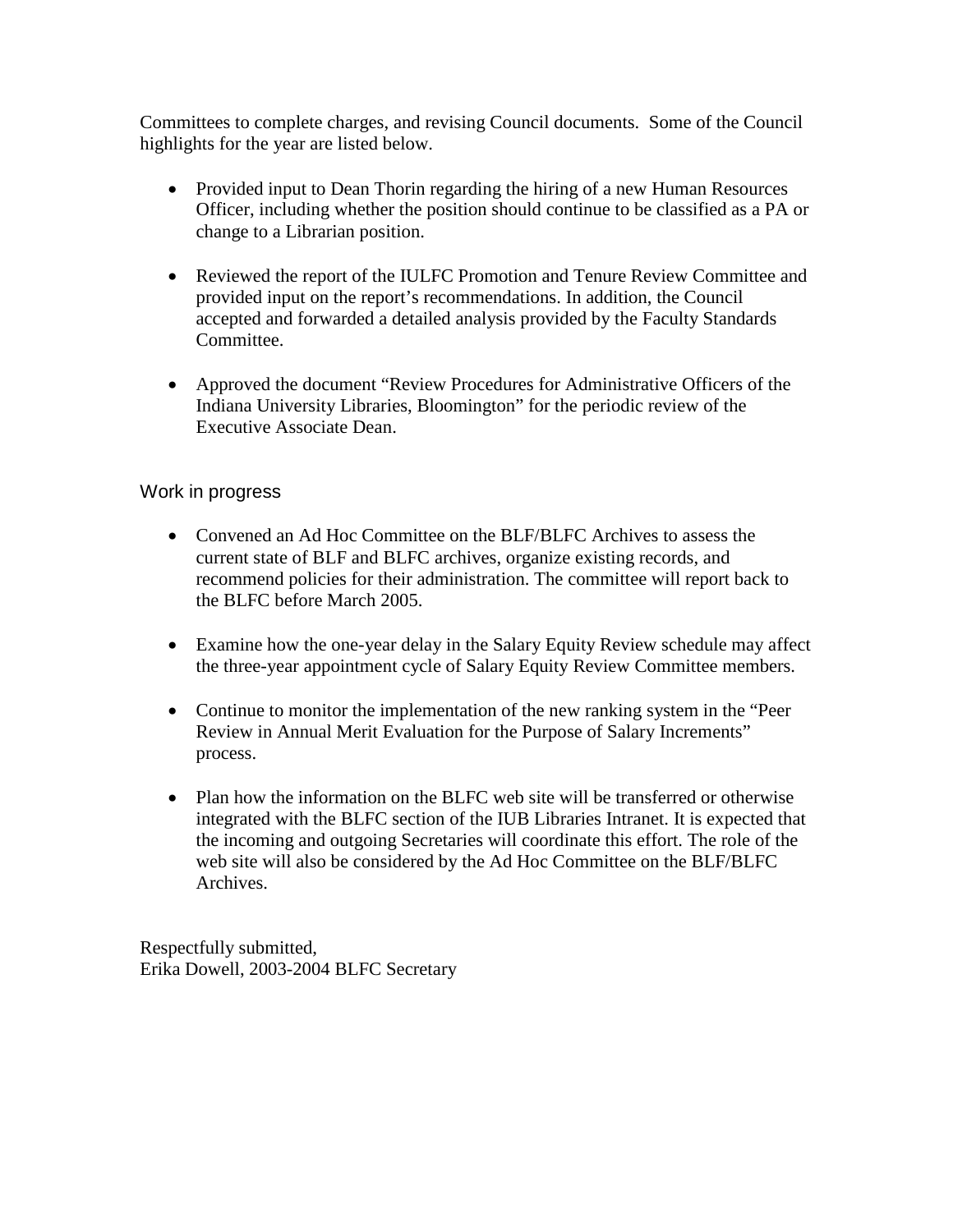Committees to complete charges, and revising Council documents. Some of the Council highlights for the year are listed below.

- Provided input to Dean Thorin regarding the hiring of a new Human Resources Officer, including whether the position should continue to be classified as a PA or change to a Librarian position.

- Reviewed the report of the IULFC Promotion and Tenure Review Committee and provided input on the report's recommendations. In addition, the Council accepted and forwarded a detailed analysis provided by the Faculty Standards Committee.

- Approved the document "Review Procedures for Administrative Officers of the Indiana University Libraries, Bloomington" for the periodic review of the Executive Associate Dean.

## Work in progress

- Convened an Ad Hoc Committee on the BLF/BLFC Archives to assess the current state of BLF and BLFC archives, organize existing records, and recommend policies for their administration. The committee will report back to the BLFC before March 2005.

- Examine how the one-year delay in the Salary Equity Review schedule may affect the three-year appointment cycle of Salary Equity Review Committee members.

- Continue to monitor the implementation of the new ranking system in the "Peer Review in Annual Merit Evaluation for the Purpose of Salary Increments" process.

- Plan how the information on the BLFC web site will be transferred or otherwise integrated with the BLFC section of the IUB Libraries Intranet. It is expected that the incoming and outgoing Secretaries will coordinate this effort. The role of the web site will also be considered by the Ad Hoc Committee on the BLF/BLFC Archives.

Respectfully submitted,
Erika Dowell, 2003-2004 BLFC Secretary